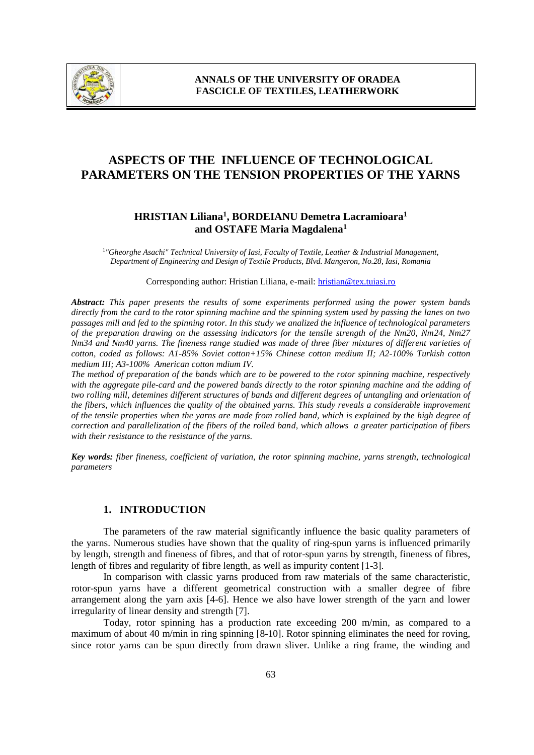# ASPECTS OF THE INFLUENCE OF TECHNOLOGICAL PARAMETERS ON THE TENSION PROPERTIES OF THE YARNS

**HRISTIAN Liliana[1], BORDEIANU Demetra Lacramioara[1] and OSTAFE Maria Magdalena[1]**

[1] *"Gheorghe Asachi" Technical University of Iasi, Faculty of Textile, Leather & Industrial Management, Department of Engineering and Design of Textile Products, Blvd. Mangeron, No.28, Iasi, Romania*

Corresponding author: Hristian Liliana, e-mail: hristian@tex.tuiasi.ro

***Abstract:*** *This paper presents the results of some experiments performed using the power system bands directly from the card to the rotor spinning machine and the spinning system used by passing the lanes on two passages mill and fed to the spinning rotor. In this study we analized the influence of technological parameters of the preparation drawing on the assessing indicators for the tensile strength of the Nm20, Nm24, Nm27 Nm34 and Nm40 yarns. The fineness range studied was made of three fiber mixtures of different varieties of cotton, coded as follows: A1-85% Soviet cotton+15% Chinese cotton medium II; A2-100% Turkish cotton medium III; A3-100% American cotton mdium IV.*

*The method of preparation of the bands which are to be powered to the rotor spinning machine, respectively with the aggregate pile-card and the powered bands directly to the rotor spinning machine and the adding of two rolling mill, detemines different structures of bands and different degrees of untangling and orientation of the fibers, which influences the quality of the obtained yarns. This study reveals a considerable improvement of the tensile properties when the yarns are made from rolled band, which is explained by the high degree of correction and parallelization of the fibers of the rolled band, which allows a greater participation of fibers with their resistance to the resistance of the yarns.*

***Key words:*** *fiber fineness, coefficient of variation, the rotor spinning machine, yarns strength, technological parameters*

## 1. INTRODUCTION

The parameters of the raw material significantly influence the basic quality parameters of the yarns. Numerous studies have shown that the quality of ring-spun yarns is influenced primarily by length, strength and fineness of fibres, and that of rotor-spun yarns by strength, fineness of fibres, length of fibres and regularity of fibre length, as well as impurity content [1-3].

In comparison with classic yarns produced from raw materials of the same characteristic, rotor-spun yarns have a different geometrical construction with a smaller degree of fibre arrangement along the yarn axis [4-6]. Hence we also have lower strength of the yarn and lower irregularity of linear density and strength [7].

Today, rotor spinning has a production rate exceeding 200 m/min, as compared to a maximum of about 40 m/min in ring spinning [8-10]. Rotor spinning eliminates the need for roving, since rotor yarns can be spun directly from drawn sliver. Unlike a ring frame, the winding and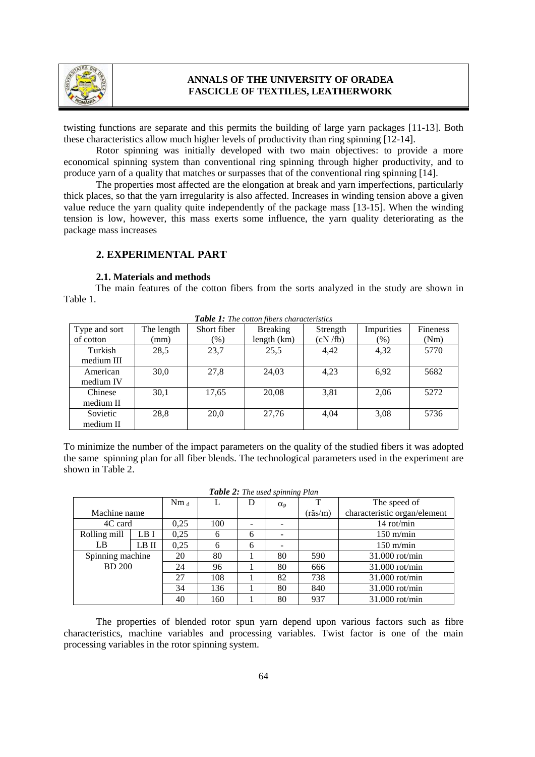twisting functions are separate and this permits the building of large yarn packages [11-13]. Both these characteristics allow much higher levels of productivity than ring spinning [12-14].

Rotor spinning was initially developed with two main objectives: to provide a more economical spinning system than conventional ring spinning through higher productivity, and to produce yarn of a quality that matches or surpasses that of the conventional ring spinning [14].

The properties most affected are the elongation at break and yarn imperfections, particularly thick places, so that the yarn irregularity is also affected. Increases in winding tension above a given value reduce the yarn quality quite independently of the package mass [13-15]. When the winding tension is low, however, this mass exerts some influence, the yarn quality deteriorating as the package mass increases

## 2. EXPERIMENTAL PART

### 2.1. Materials and methods

The main features of the cotton fibers from the sorts analyzed in the study are shown in Table 1.

***Table 1:*** *The cotton fibers characteristics*

| Type and sort of cotton | The length (mm) | Short fiber (%) | Breaking length (km) | Strength (cN /fb) | Impurities (%) | Fineness (Nm) |
|---|---|---|---|---|---|---|
| Turkish medium III | 28,5 | 23,7 | 25,5 | 4,42 | 4,32 | 5770 |
| American medium IV | 30,0 | 27,8 | 24,03 | 4,23 | 6,92 | 5682 |
| Chinese medium II | 30,1 | 17,65 | 20,08 | 3,81 | 2,06 | 5272 |
| Sovietic medium II | 28,8 | 20,0 | 27,76 | 4,04 | 3,08 | 5736 |

To minimize the number of the impact parameters on the quality of the studied fibers it was adopted the same spinning plan for all fiber blends. The technological parameters used in the experiment are shown in Table 2.

***Table 2:*** *The used spinning Plan*

| Machine name | | $Nm_d$ | L | D | $\alpha_p$ | T (răs/m) | The speed of characteristic organ/element |
|---|---|---|---|---|---|---|---|
| 4C card | | 0,25 | 100 | - | - | | 14 rot/min |
| Rolling mill LB | LB I | 0,25 | 6 | 6 | - | | 150 m/min |
| | LB II | 0,25 | 6 | 6 | - | | 150 m/min |
| Spinning machine BD 200 | | 20 | 80 | 1 | 80 | 590 | 31.000 rot/min |
| | | 24 | 96 | 1 | 80 | 666 | 31.000 rot/min |
| | | 27 | 108 | 1 | 82 | 738 | 31.000 rot/min |
| | | 34 | 136 | 1 | 80 | 840 | 31.000 rot/min |
| | | 40 | 160 | 1 | 80 | 937 | 31.000 rot/min |

The properties of blended rotor spun yarn depend upon various factors such as fibre characteristics, machine variables and processing variables. Twist factor is one of the main processing variables in the rotor spinning system.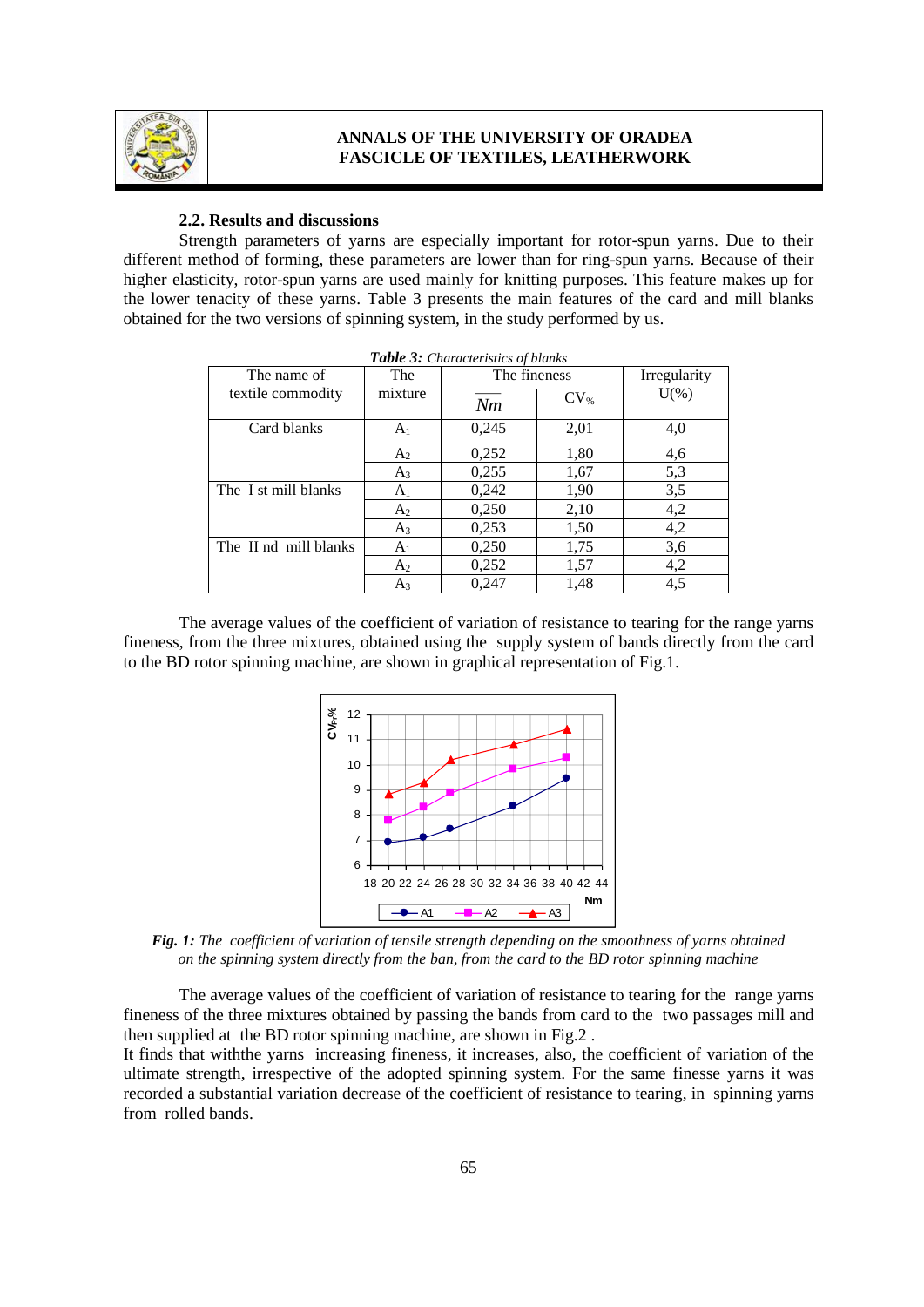### 2.2. Results and discussions

Strength parameters of yarns are especially important for rotor-spun yarns. Due to their different method of forming, these parameters are lower than for ring-spun yarns. Because of their higher elasticity, rotor-spun yarns are used mainly for knitting purposes. This feature makes up for the lower tenacity of these yarns. Table 3 presents the main features of the card and mill blanks obtained for the two versions of spinning system, in the study performed by us.

***Table 3:*** *Characteristics of blanks*

| The name of textile commodity | The mixture | The fineness | | Irregularity U(%) |
|---|---|---|---|---|
| | | $\overline{Nm}$ | $CV_{\%}$ | |
| Card blanks | $A_1$ | 0,245 | 2,01 | 4,0 |
| | $A_2$ | 0,252 | 1,80 | 4,6 |
| | $A_3$ | 0,255 | 1,67 | 5,3 |
| The I st mill blanks | $A_1$ | 0,242 | 1,90 | 3,5 |
| | $A_2$ | 0,250 | 2,10 | 4,2 |
| | $A_3$ | 0,253 | 1,50 | 4,2 |
| The II nd mill blanks | $A_1$ | 0,250 | 1,75 | 3,6 |
| | $A_2$ | 0,252 | 1,57 | 4,2 |
| | $A_3$ | 0,247 | 1,48 | 4,5 |

The average values of the coefficient of variation of resistance to tearing for the range yarns fineness, from the three mixtures, obtained using the supply system of bands directly from the card to the BD rotor spinning machine, are shown in graphical representation of Fig.1.

***Fig. 1:*** *The coefficient of variation of tensile strength depending on the smoothness of yarns obtained on the spinning system directly from the ban, from the card to the BD rotor spinning machine*

The average values of the coefficient of variation of resistance to tearing for the range yarns fineness of the three mixtures obtained by passing the bands from card to the two passages mill and then supplied at the BD rotor spinning machine, are shown in Fig.2 .

It finds that withthe yarns increasing fineness, it increases, also, the coefficient of variation of the ultimate strength, irrespective of the adopted spinning system. For the same finesse yarns it was recorded a substantial variation decrease of the coefficient of resistance to tearing, in spinning yarns from rolled bands.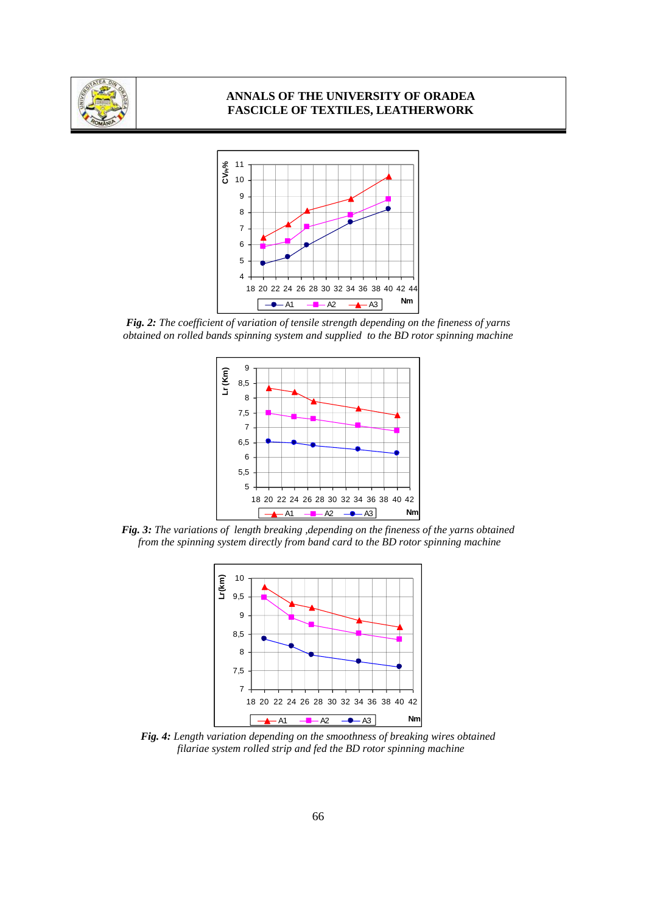***Fig. 2:*** *The coefficient of variation of tensile strength depending on the fineness of yarns obtained on rolled bands spinning system and supplied to the BD rotor spinning machine*

***Fig. 3:*** *The variations of length breaking ,depending on the fineness of the yarns obtained from the spinning system directly from band card to the BD rotor spinning machine*

***Fig. 4:*** *Length variation depending on the smoothness of breaking wires obtained filariae system rolled strip and fed the BD rotor spinning machine*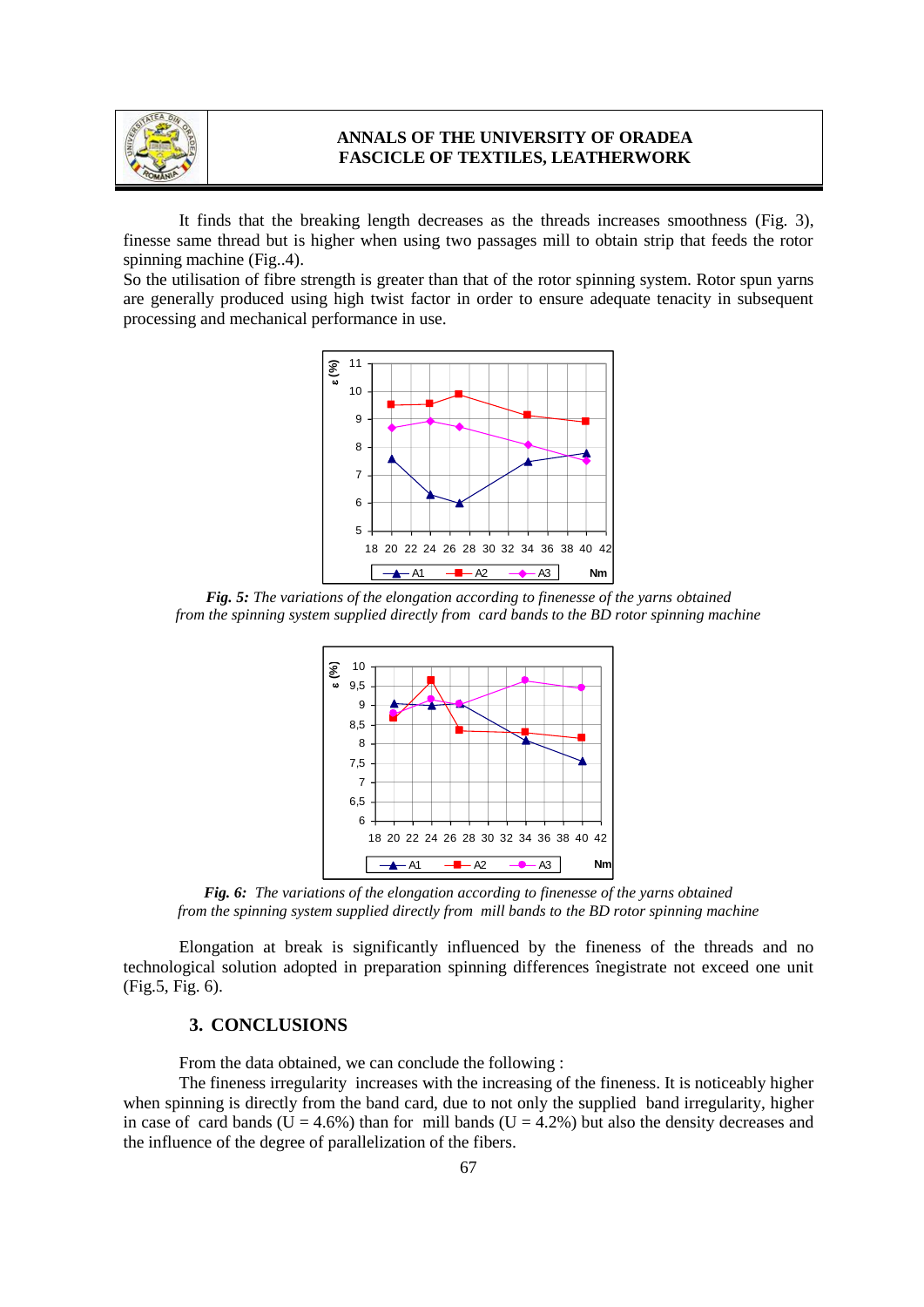It finds that the breaking length decreases as the threads increases smoothness (Fig. 3), finesse same thread but is higher when using two passages mill to obtain strip that feeds the rotor spinning machine (Fig..4).

So the utilisation of fibre strength is greater than that of the rotor spinning system. Rotor spun yarns are generally produced using high twist factor in order to ensure adequate tenacity in subsequent processing and mechanical performance in use.

***Fig. 5:*** *The variations of the elongation according to finenesse of the yarns obtained from the spinning system supplied directly from card bands to the BD rotor spinning machine*

***Fig. 6:*** *The variations of the elongation according to finenesse of the yarns obtained from the spinning system supplied directly from mill bands to the BD rotor spinning machine*

Elongation at break is significantly influenced by the fineness of the threads and no technological solution adopted in preparation spinning differences înegistrate not exceed one unit (Fig.5, Fig. 6).

## 3. CONCLUSIONS

From the data obtained, we can conclude the following :

The fineness irregularity increases with the increasing of the fineness. It is noticeably higher when spinning is directly from the band card, due to not only the supplied band irregularity, higher in case of card bands (U = 4.6%) than for mill bands (U = 4.2%) but also the density decreases and the influence of the degree of parallelization of the fibers.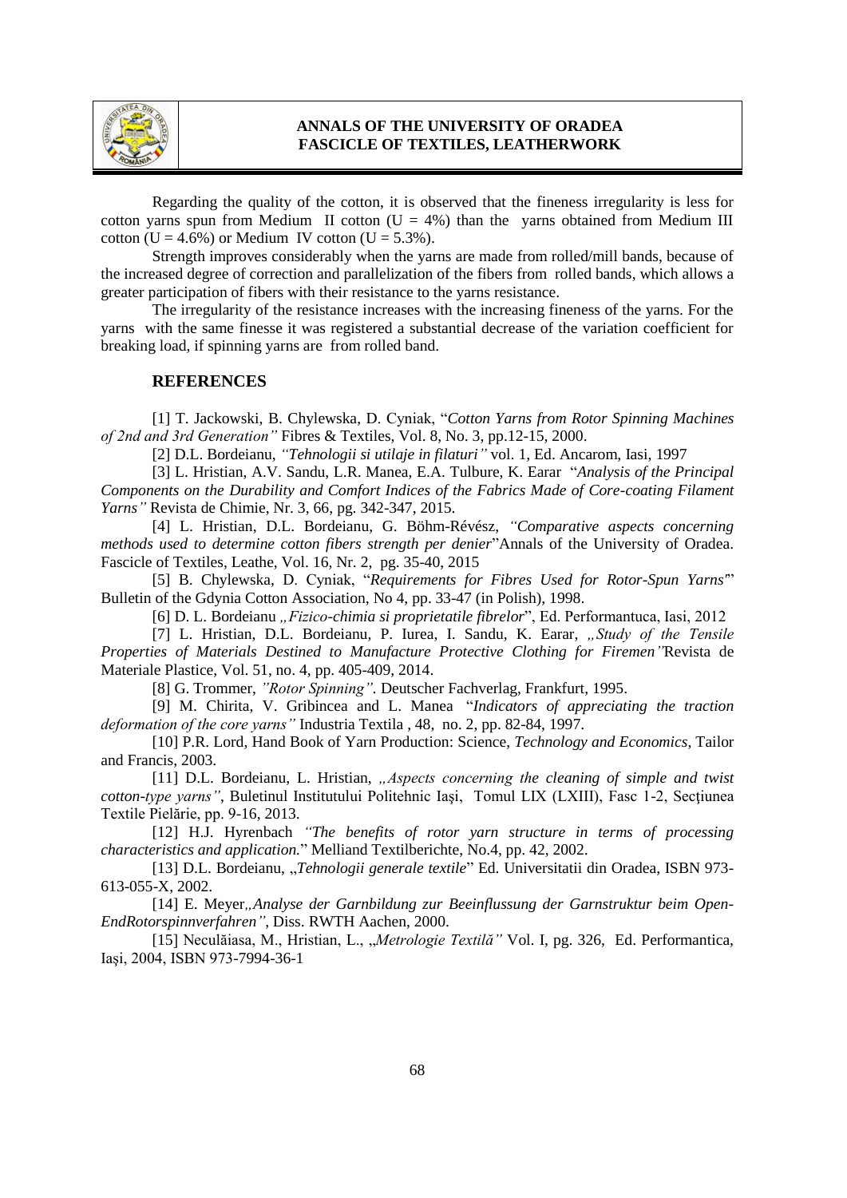Regarding the quality of the cotton, it is observed that the fineness irregularity is less for cotton yarns spun from Medium II cotton (U = 4%) than the yarns obtained from Medium III cotton (U = 4.6%) or Medium IV cotton (U = 5.3%).

Strength improves considerably when the yarns are made from rolled/mill bands, because of the increased degree of correction and parallelization of the fibers from rolled bands, which allows a greater participation of fibers with their resistance to the yarns resistance.

The irregularity of the resistance increases with the increasing fineness of the yarns. For the yarns with the same finesse it was registered a substantial decrease of the variation coefficient for breaking load, if spinning yarns are from rolled band.

## REFERENCES

[1] T. Jackowski, B. Chylewska, D. Cyniak, "*Cotton Yarns from Rotor Spinning Machines of 2nd and 3rd Generation"* Fibres & Textiles, Vol. 8, No. 3, pp.12-15, 2000.

[2] D.L. Bordeianu, *"Tehnologii si utilaje in filaturi"* vol. 1, Ed. Ancarom, Iasi, 1997

[3] L. Hristian, A.V. Sandu, L.R. Manea, E.A. Tulbure, K. Earar "*Analysis of the Principal Components on the Durability and Comfort Indices of the Fabrics Made of Core-coating Filament Yarns"* Revista de Chimie, Nr. 3, 66, pg. 342-347, 2015.

[4] L. Hristian, D.L. Bordeianu, G. Böhm-Révész, *"Comparative aspects concerning methods used to determine cotton fibers strength per denier*"Annals of the University of Oradea. Fascicle of Textiles, Leathe, Vol. 16, Nr. 2, pg. 35-40, 2015

[5] B. Chylewska, D. Cyniak, "*Requirements for Fibres Used for Rotor-Spun Yarns*"" Bulletin of the Gdynia Cotton Association, No 4, pp. 33-47 (in Polish), 1998.

[6] D. L. Bordeianu *„Fizico-chimia si proprietatile fibrelor*", Ed. Performantuca, Iasi, 2012

[7] L. Hristian, D.L. Bordeianu, P. Iurea, I. Sandu, K. Earar, *„Study of the Tensile Properties of Materials Destined to Manufacture Protective Clothing for Firemen"*Revista de Materiale Plastice, Vol. 51, no. 4, pp. 405-409, 2014.

[8] G. Trommer, *"Rotor Spinning"*. Deutscher Fachverlag, Frankfurt, 1995.

[9] M. Chirita, V. Gribincea and L. Manea "*Indicators of appreciating the traction deformation of the core yarns"* Industria Textila , 48, no. 2, pp. 82-84, 1997.

[10] P.R. Lord, Hand Book of Yarn Production: Science, *Technology and Economics*, Tailor and Francis, 2003.

[11] D.L. Bordeianu, L. Hristian, *„Aspects concerning the cleaning of simple and twist cotton-type yarns"*, Buletinul Institutului Politehnic Iaşi, Tomul LIX (LXIII), Fasc 1-2, Secțiunea Textile Pielărie, pp. 9-16, 2013.

[12] H.J. Hyrenbach *"The benefits of rotor yarn structure in terms of processing characteristics and application.*" Melliand Textilberichte, No.4, pp. 42, 2002.

[13] D.L. Bordeianu, „*Tehnologii generale textile*" Ed. Universitatii din Oradea, ISBN 973-613-055-X, 2002.

[14] E. Meyer*„Analyse der Garnbildung zur Beeinflussung der Garnstruktur beim Open-EndRotorspinnverfahren"*, Diss. RWTH Aachen, 2000.

[15] Neculăiasa, M., Hristian, L., *„Metrologie Textilă"* Vol. I, pg. 326, Ed. Performantica, Iaşi, 2004, ISBN 973-7994-36-1